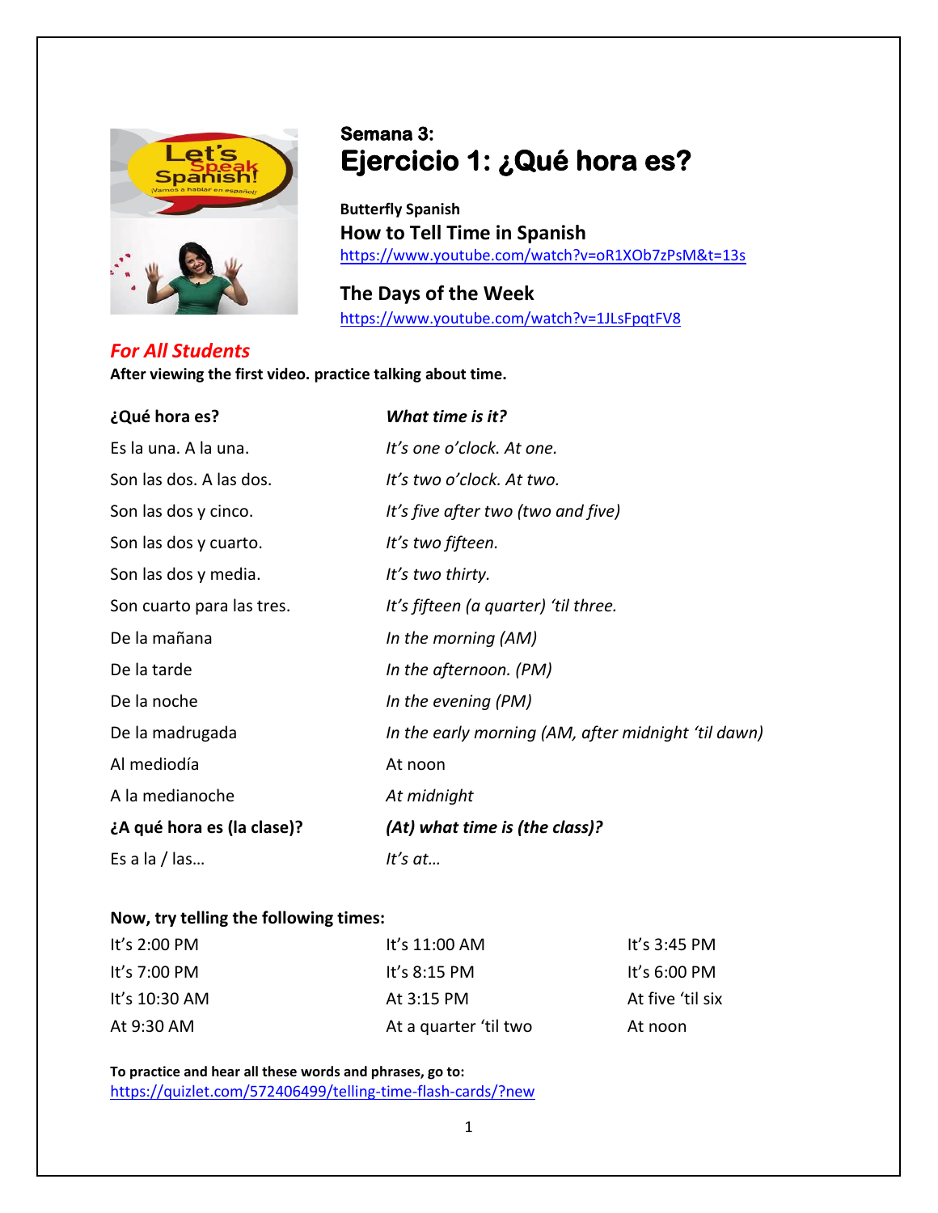### Semana 3:

# Ejercicio 1: ¿Qué hora es?

**Butterfly Spanish**

## How to Tell Time in Spanish

https://www.youtube.com/watch?v=oR1XOb7zPsM&t=13s

## The Days of the Week

https://www.youtube.com/watch?v=1JLsFpqtFV8

### *For All Students*

**After viewing the first video. practice talking about time.**

| **¿Qué hora es?** | ***What time is it?*** |
|---|---|
| Es la una. A la una. | *It's one o'clock. At one.* |
| Son las dos. A las dos. | *It's two o'clock. At two.* |
| Son las dos y cinco. | *It's five after two (two and five)* |
| Son las dos y cuarto. | *It's two fifteen.* |
| Son las dos y media. | *It's two thirty.* |
| Son cuarto para las tres. | *It's fifteen (a quarter) 'til three.* |
| De la mañana | *In the morning (AM)* |
| De la tarde | *In the afternoon. (PM)* |
| De la noche | *In the evening (PM)* |
| De la madrugada | *In the early morning (AM, after midnight 'til dawn)* |
| Al mediodía | At noon |
| A la medianoche | *At midnight* |
| **¿A qué hora es (la clase)?** | ***(At) what time is (the class)?*** |
| Es a la / las… | *It's at…* |

**Now, try telling the following times:**

| | | |
|---|---|---|
| It's 2:00 PM | It's 11:00 AM | It's 3:45 PM |
| It's 7:00 PM | It's 8:15 PM | It's 6:00 PM |
| It's 10:30 AM | At 3:15 PM | At five 'til six |
| At 9:30 AM | At a quarter 'til two | At noon |

**To practice and hear all these words and phrases, go to:**
https://quizlet.com/572406499/telling-time-flash-cards/?new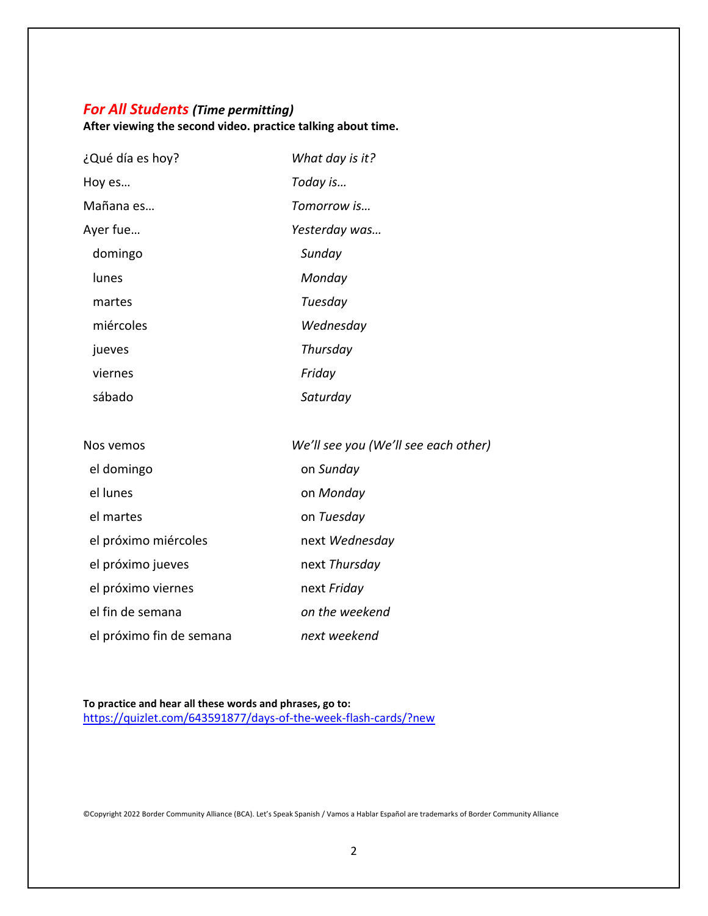***For All Students*** ***(Time permitting)***

**After viewing the second video. practice talking about time.**

| | |
|---|---|
| ¿Qué día es hoy? | *What day is it?* |
| Hoy es… | *Today is…* |
| Mañana es… | *Tomorrow is…* |
| Ayer fue… | *Yesterday was…* |
| domingo | *Sunday* |
| lunes | *Monday* |
| martes | *Tuesday* |
| miércoles | *Wednesday* |
| jueves | *Thursday* |
| viernes | *Friday* |
| sábado | *Saturday* |

| | |
|---|---|
| Nos vemos | *We'll see you (We'll see each other)* |
| el domingo | on *Sunday* |
| el lunes | on *Monday* |
| el martes | on *Tuesday* |
| el próximo miércoles | next *Wednesday* |
| el próximo jueves | next *Thursday* |
| el próximo viernes | next *Friday* |
| el fin de semana | *on the weekend* |
| el próximo fin de semana | *next weekend* |

**To practice and hear all these words and phrases, go to:**
https://quizlet.com/643591877/days-of-the-week-flash-cards/?new

©Copyright 2022 Border Community Alliance (BCA). Let's Speak Spanish / Vamos a Hablar Español are trademarks of Border Community Alliance